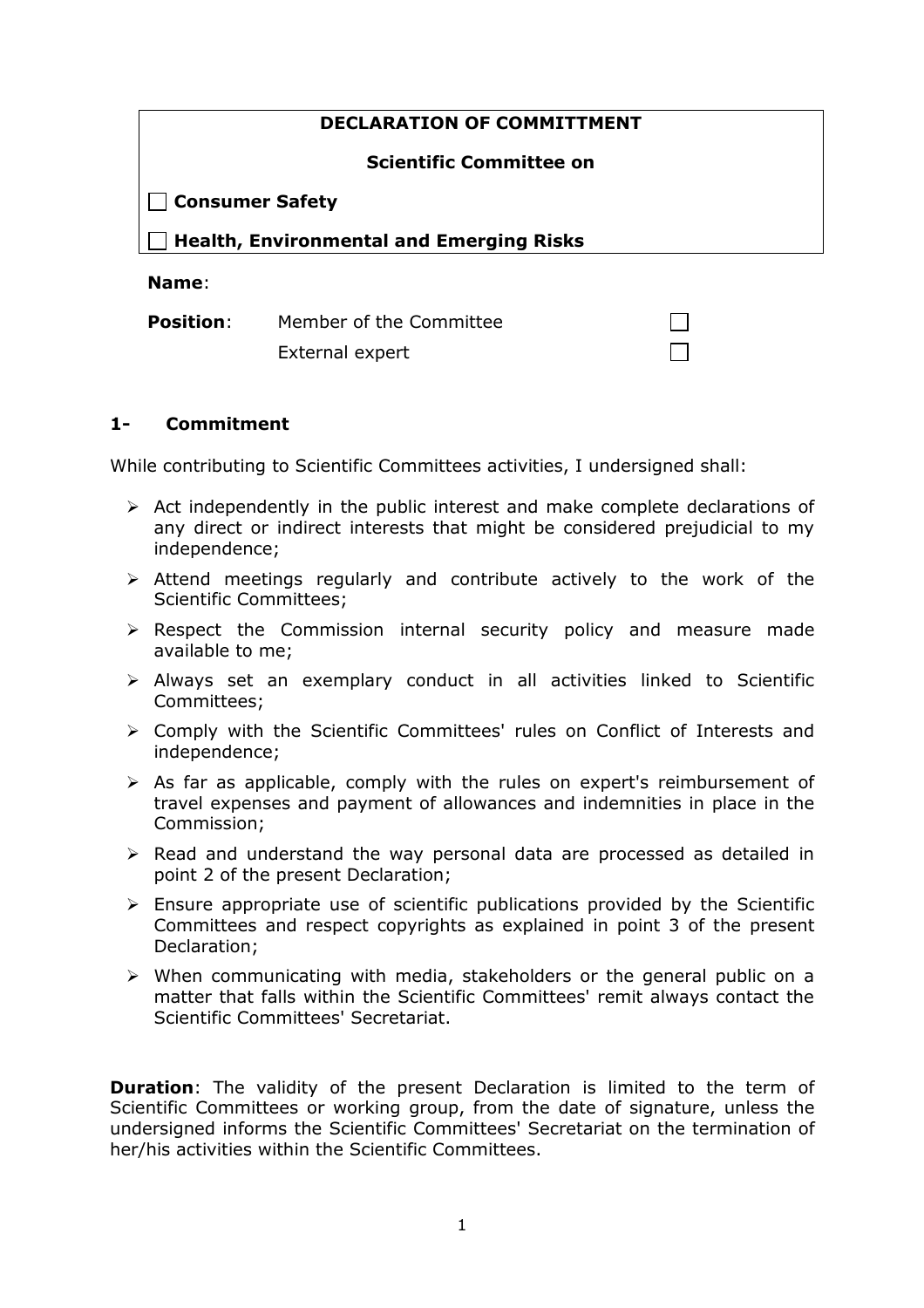**DECLARATION OF COMMITTMENT**

**Scientific Committee on**

☐ **Consumer Safety**

☐ **Health, Environmental and Emerging Risks**

**Name**:

| **Position**: | Member of the Committee | ☐ |
|---|---|---|
| | External expert | ☐ |

## 1- Commitment

While contributing to Scientific Committees activities, I undersigned shall:

- Act independently in the public interest and make complete declarations of any direct or indirect interests that might be considered prejudicial to my independence;
- Attend meetings regularly and contribute actively to the work of the Scientific Committees;
- Respect the Commission internal security policy and measure made available to me;
- Always set an exemplary conduct in all activities linked to Scientific Committees;
- Comply with the Scientific Committees' rules on Conflict of Interests and independence;
- As far as applicable, comply with the rules on expert's reimbursement of travel expenses and payment of allowances and indemnities in place in the Commission;
- Read and understand the way personal data are processed as detailed in point 2 of the present Declaration;
- Ensure appropriate use of scientific publications provided by the Scientific Committees and respect copyrights as explained in point 3 of the present Declaration;
- When communicating with media, stakeholders or the general public on a matter that falls within the Scientific Committees' remit always contact the Scientific Committees' Secretariat.

**Duration**: The validity of the present Declaration is limited to the term of Scientific Committees or working group, from the date of signature, unless the undersigned informs the Scientific Committees' Secretariat on the termination of her/his activities within the Scientific Committees.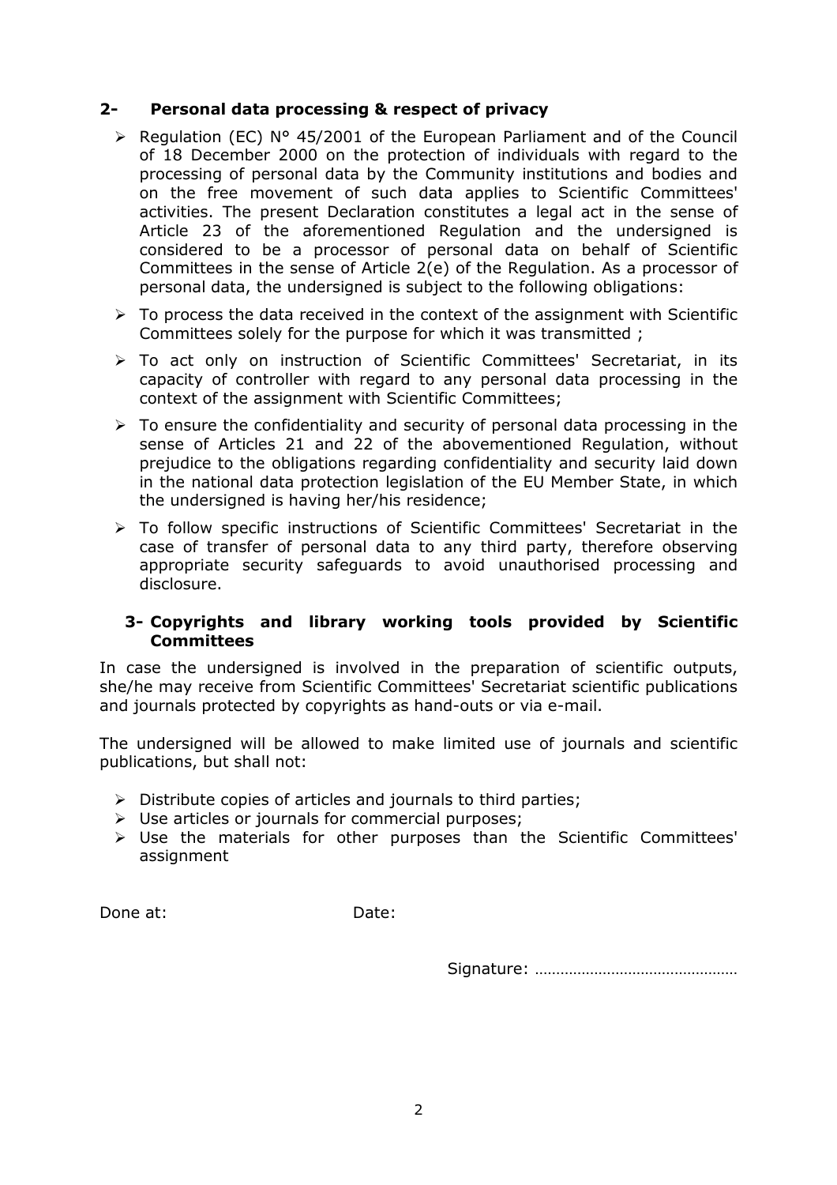## 2- Personal data processing & respect of privacy

- Regulation (EC) N° 45/2001 of the European Parliament and of the Council of 18 December 2000 on the protection of individuals with regard to the processing of personal data by the Community institutions and bodies and on the free movement of such data applies to Scientific Committees' activities. The present Declaration constitutes a legal act in the sense of Article 23 of the aforementioned Regulation and the undersigned is considered to be a processor of personal data on behalf of Scientific Committees in the sense of Article 2(e) of the Regulation. As a processor of personal data, the undersigned is subject to the following obligations:
- To process the data received in the context of the assignment with Scientific Committees solely for the purpose for which it was transmitted ;
- To act only on instruction of Scientific Committees' Secretariat, in its capacity of controller with regard to any personal data processing in the context of the assignment with Scientific Committees;
- To ensure the confidentiality and security of personal data processing in the sense of Articles 21 and 22 of the abovementioned Regulation, without prejudice to the obligations regarding confidentiality and security laid down in the national data protection legislation of the EU Member State, in which the undersigned is having her/his residence;
- To follow specific instructions of Scientific Committees' Secretariat in the case of transfer of personal data to any third party, therefore observing appropriate security safeguards to avoid unauthorised processing and disclosure.

## 3- Copyrights and library working tools provided by Scientific Committees

In case the undersigned is involved in the preparation of scientific outputs, she/he may receive from Scientific Committees' Secretariat scientific publications and journals protected by copyrights as hand-outs or via e-mail.

The undersigned will be allowed to make limited use of journals and scientific publications, but shall not:

- Distribute copies of articles and journals to third parties;
- Use articles or journals for commercial purposes;
- Use the materials for other purposes than the Scientific Committees' assignment

Done at: Date:

Signature: ………………………………………